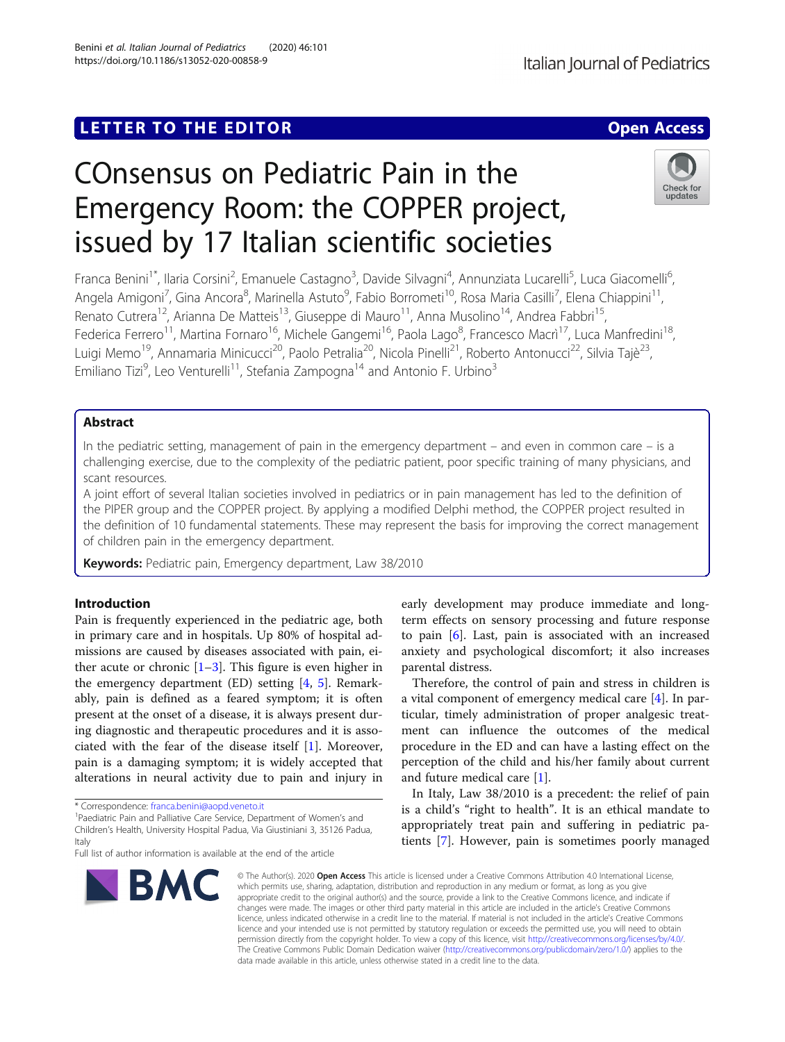LETTER TO THE EDITOR

Open Access

# COnsensus on Pediatric Pain in the Emergency Room: the COPPER project, issued by 17 Italian scientific societies

Franca Benini[1*], Ilaria Corsini[2], Emanuele Castagno[3], Davide Silvagni[4], Annunziata Lucarelli[5], Luca Giacomelli[6], Angela Amigoni[7], Gina Ancora[8], Marinella Astuto[9], Fabio Borrometi[10], Rosa Maria Casilli[7], Elena Chiappini[11], Renato Cutrera[12], Arianna De Matteis[13], Giuseppe di Mauro[11], Anna Musolino[14], Andrea Fabbri[15], Federica Ferrero[11], Martina Fornaro[16], Michele Gangemi[16], Paola Lago[8], Francesco Macrì[17], Luca Manfredini[18], Luigi Memo[19], Annamaria Minicucci[20], Paolo Petralia[20], Nicola Pinelli[21], Roberto Antonucci[22], Silvia Tajè[23], Emiliano Tizi[9], Leo Venturelli[11], Stefania Zampogna[14] and Antonio F. Urbino[3]

## Abstract

In the pediatric setting, management of pain in the emergency department – and even in common care – is a challenging exercise, due to the complexity of the pediatric patient, poor specific training of many physicians, and scant resources.

A joint effort of several Italian societies involved in pediatrics or in pain management has led to the definition of the PIPER group and the COPPER project. By applying a modified Delphi method, the COPPER project resulted in the definition of 10 fundamental statements. These may represent the basis for improving the correct management of children pain in the emergency department.

**Keywords:** Pediatric pain, Emergency department, Law 38/2010

## Introduction

Pain is frequently experienced in the pediatric age, both in primary care and in hospitals. Up 80% of hospital admissions are caused by diseases associated with pain, either acute or chronic [1–3]. This figure is even higher in the emergency department (ED) setting [4, 5]. Remarkably, pain is defined as a feared symptom; it is often present at the onset of a disease, it is always present during diagnostic and therapeutic procedures and it is associated with the fear of the disease itself [1]. Moreover, pain is a damaging symptom; it is widely accepted that alterations in neural activity due to pain and injury in early development may produce immediate and long-term effects on sensory processing and future response to pain [6]. Last, pain is associated with an increased anxiety and psychological discomfort; it also increases parental distress.

Therefore, the control of pain and stress in children is a vital component of emergency medical care [4]. In particular, timely administration of proper analgesic treatment can influence the outcomes of the medical procedure in the ED and can have a lasting effect on the perception of the child and his/her family about current and future medical care [1].

In Italy, Law 38/2010 is a precedent: the relief of pain is a child's "right to health". It is an ethical mandate to appropriately treat pain and suffering in pediatric patients [7]. However, pain is sometimes poorly managed

* Correspondence: franca.benini@aopd.veneto.it
[1]Paediatric Pain and Palliative Care Service, Department of Women's and Children's Health, University Hospital Padua, Via Giustiniani 3, 35126 Padua, Italy
Full list of author information is available at the end of the article

© The Author(s). 2020 **Open Access** This article is licensed under a Creative Commons Attribution 4.0 International License, which permits use, sharing, adaptation, distribution and reproduction in any medium or format, as long as you give appropriate credit to the original author(s) and the source, provide a link to the Creative Commons licence, and indicate if changes were made. The images or other third party material in this article are included in the article's Creative Commons licence, unless indicated otherwise in a credit line to the material. If material is not included in the article's Creative Commons licence and your intended use is not permitted by statutory regulation or exceeds the permitted use, you will need to obtain permission directly from the copyright holder. To view a copy of this licence, visit http://creativecommons.org/licenses/by/4.0/. The Creative Commons Public Domain Dedication waiver (http://creativecommons.org/publicdomain/zero/1.0/) applies to the data made available in this article, unless otherwise stated in a credit line to the data.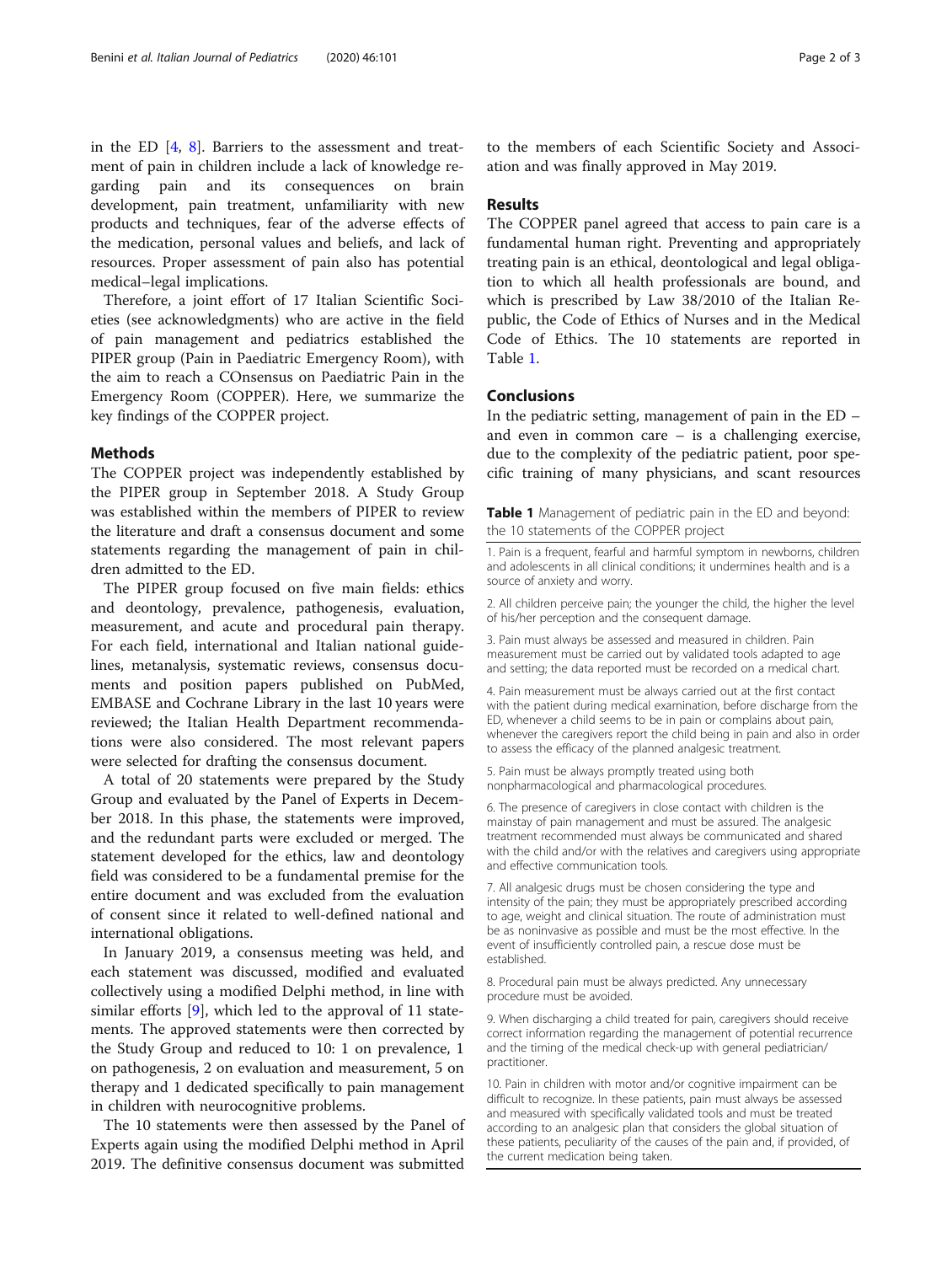in the ED [4, 8]. Barriers to the assessment and treatment of pain in children include a lack of knowledge regarding pain and its consequences on brain development, pain treatment, unfamiliarity with new products and techniques, fear of the adverse effects of the medication, personal values and beliefs, and lack of resources. Proper assessment of pain also has potential medical–legal implications.

Therefore, a joint effort of 17 Italian Scientific Societies (see acknowledgments) who are active in the field of pain management and pediatrics established the PIPER group (Pain in Paediatric Emergency Room), with the aim to reach a COnsensus on Paediatric Pain in the Emergency Room (COPPER). Here, we summarize the key findings of the COPPER project.

## Methods

The COPPER project was independently established by the PIPER group in September 2018. A Study Group was established within the members of PIPER to review the literature and draft a consensus document and some statements regarding the management of pain in children admitted to the ED.

The PIPER group focused on five main fields: ethics and deontology, prevalence, pathogenesis, evaluation, measurement, and acute and procedural pain therapy. For each field, international and Italian national guidelines, metanalysis, systematic reviews, consensus documents and position papers published on PubMed, EMBASE and Cochrane Library in the last 10 years were reviewed; the Italian Health Department recommendations were also considered. The most relevant papers were selected for drafting the consensus document.

A total of 20 statements were prepared by the Study Group and evaluated by the Panel of Experts in December 2018. In this phase, the statements were improved, and the redundant parts were excluded or merged. The statement developed for the ethics, law and deontology field was considered to be a fundamental premise for the entire document and was excluded from the evaluation of consent since it related to well-defined national and international obligations.

In January 2019, a consensus meeting was held, and each statement was discussed, modified and evaluated collectively using a modified Delphi method, in line with similar efforts [9], which led to the approval of 11 statements. The approved statements were then corrected by the Study Group and reduced to 10: 1 on prevalence, 1 on pathogenesis, 2 on evaluation and measurement, 5 on therapy and 1 dedicated specifically to pain management in children with neurocognitive problems.

The 10 statements were then assessed by the Panel of Experts again using the modified Delphi method in April 2019. The definitive consensus document was submitted to the members of each Scientific Society and Association and was finally approved in May 2019.

## Results

The COPPER panel agreed that access to pain care is a fundamental human right. Preventing and appropriately treating pain is an ethical, deontological and legal obligation to which all health professionals are bound, and which is prescribed by Law 38/2010 of the Italian Republic, the Code of Ethics of Nurses and in the Medical Code of Ethics. The 10 statements are reported in Table 1.

## Conclusions

In the pediatric setting, management of pain in the ED – and even in common care – is a challenging exercise, due to the complexity of the pediatric patient, poor specific training of many physicians, and scant resources

**Table 1** Management of pediatric pain in the ED and beyond: the 10 statements of the COPPER project

| |
|---|
| 1. Pain is a frequent, fearful and harmful symptom in newborns, children and adolescents in all clinical conditions; it undermines health and is a source of anxiety and worry. |
| 2. All children perceive pain; the younger the child, the higher the level of his/her perception and the consequent damage. |
| 3. Pain must always be assessed and measured in children. Pain measurement must be carried out by validated tools adapted to age and setting; the data reported must be recorded on a medical chart. |
| 4. Pain measurement must be always carried out at the first contact with the patient during medical examination, before discharge from the ED, whenever a child seems to be in pain or complains about pain, whenever the caregivers report the child being in pain and also in order to assess the efficacy of the planned analgesic treatment. |
| 5. Pain must be always promptly treated using both nonpharmacological and pharmacological procedures. |
| 6. The presence of caregivers in close contact with children is the mainstay of pain management and must be assured. The analgesic treatment recommended must always be communicated and shared with the child and/or with the relatives and caregivers using appropriate and effective communication tools. |
| 7. All analgesic drugs must be chosen considering the type and intensity of the pain; they must be appropriately prescribed according to age, weight and clinical situation. The route of administration must be as noninvasive as possible and must be the most effective. In the event of insufficiently controlled pain, a rescue dose must be established. |
| 8. Procedural pain must be always predicted. Any unnecessary procedure must be avoided. |
| 9. When discharging a child treated for pain, caregivers should receive correct information regarding the management of potential recurrence and the timing of the medical check-up with general pediatrician/practitioner. |
| 10. Pain in children with motor and/or cognitive impairment can be difficult to recognize. In these patients, pain must always be assessed and measured with specifically validated tools and must be treated according to an analgesic plan that considers the global situation of these patients, peculiarity of the causes of the pain and, if provided, of the current medication being taken. |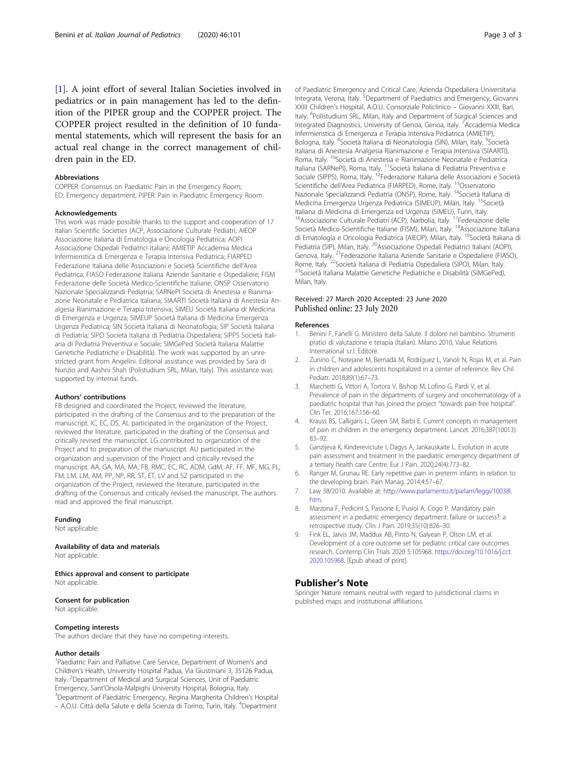[1]. A joint effort of several Italian Societies involved in pediatrics or in pain management has led to the definition of the PIPER group and the COPPER project. The COPPER project resulted in the definition of 10 fundamental statements, which will represent the basis for an actual real change in the correct management of children pain in the ED.

### Abbreviations

COPPER: Consensus on Paediatric Pain in the Emergency Room; ED: Emergency department; PIPER: Pain in Paediatric Emergency Room

### Acknowledgements

This work was made possible thanks to the support and cooperation of 17 Italian Scientific Societies (ACP, Associazione Culturale Pediatri; AIEOP Associazione Italiana di Ematologia e Oncologia Pediatrica; AOPI Associazione Ospedali Pediatrici Italiani; AMIETIP Accademia Medica Infermieristica di Emergenza e Terapia Intensiva Pediatrica; FIARPED Federazione Italiana delle Associazioni e Società Scientifiche dell'Area Pediatrica; FIASO Federazione Italiana Aziende Sanitarie e Ospedaliere; FISM Federazione delle Società Medico-Scientifiche Italiane; ONSP Osservatorio Nazionale Specializzandi Pediatria; SARNePI Società di Anestesia e Rianimazione Neonatale e Pediatrica Italiana; SIAARTI Società Italiana di Anestesia Analgesia Rianimazione e Terapia Intensiva; SIMEU Società Italiana di Medicina di Emergenza e Urgenza; SIMEUP Società Italiana di Medicina Emergenza Urgenza Pediatrica; SIN Società Italiana di Neonatologia; SIP Società Italiana di Pediatria; SIPO Società Italiana di Pediatria Ospedaliera; SIPPS Società Italiana di Pediatria Preventiva e Sociale; SIMGePed Società Italiana Malattie Genetiche Pediatriche e Disabilità). The work was supported by an unrestricted grant from Angelini. Editorial assistance was provided by Sara di Nunzio and Aashni Shah (Polistudium SRL, Milan, Italy). This assistance was supported by internal funds.

### Authors' contributions

FB designed and coordinated the Project, reviewed the literature, participated in the drafting of the Consensus and to the preparation of the manuscript. IC, EC, DS, AL participated in the organization of the Project, reviewed the literature, participated in the drafting of the Consensus and critically revised the manuscript. LG contributed to organization of the Project and to preparation of the manuscript. AU participated in the organization and supervision of the Project and critically revised the manuscript. AA, GA, MA, MA, FB, RMC, EC, RC, ADM, GdM, AF, FF, MF, MG, PL, FM, LM, LM, AM, PP, NP, RR, ST, ET, LV and SZ participated in the organization of the Project, reviewed the literature, participated in the drafting of the Consensus and critically revised the manuscript. The authors read and approved the final manuscript.

### Funding

Not applicable.

### Availability of data and materials

Not applicable.

### Ethics approval and consent to participate

Not applicable.

### Consent for publication

Not applicable.

### Competing interests

The authors declare that they have no competing interests.

### Author details

[1]Paediatric Pain and Palliative Care Service, Department of Women's and Children's Health, University Hospital Padua, Via Giustiniani 3, 35126 Padua, Italy. [2]Department of Medical and Surgical Sciences, Unit of Paediatric Emergency, Sant'Orsola-Malpighi University Hospital, Bologna, Italy. [3]Department of Paediatric Emergency, Regina Margherita Children's Hospital – A.O.U. Città della Salute e della Scienza di Torino, Turin, Italy. [4]Department of Paediatric Emergency and Critical Care, Azienda Ospedaliera Universitaria Integrata, Verona, Italy. [5]Department of Paediatrics and Emergency, Giovanni XXIII Children's Hospital, A.O.U. Consorziale Policlinico – Giovanni XXIII, Bari, Italy. [6]Polistudium SRL, Milan, Italy and Department of Surgical Sciences and Integrated Diagnostics, University of Genoa, Genoa, Italy. [7]Accademia Medica Infermieristica di Emergenza e Terapia Intensiva Pediatrica (AMIETIP), Bologna, Italy. [8]Società Italiana di Neonatologia (SIN), Milan, Italy. [9]Società Italiana di Anestesia Analgesia Rianimazione e Terapia Intensiva (SIAARTI), Roma, Italy. [10]Società di Anestesia e Rianimazione Neonatale e Pediatrica Italiana (SARNePI), Roma, Italy. [11]Società Italiana di Pediatria Preventiva e Sociale (SIPPS), Roma, Italy. [12]Federazione Italiana delle Associazioni e Società Scientifiche dell'Area Pediatrica (FIARPED), Rome, Italy. [13]Osservatorio Nazionale Specializzandi Pediatria (ONSP), Rome, Italy. [14]Società Italiana di Medicina Emergenza Urgenza Pediatrica (SIMEUP), Milan, Italy. [15]Società Italiana di Medicina di Emergenza ed Urgenza (SIMEU), Turin, Italy. [16]Associazione Culturale Pediatri (ACP), Narbolia, Italy. [17]Federazione delle Società Medico-Scientifiche Italiane (FISM), Milan, Italy. [18]Associazione Italiana di Ematologia e Oncologia Pediatrica (AIEOP), Milan, Italy. [19]Società Italiana di Pediatria (SIP), Milan, Italy. [20]Associazione Ospedali Pediatrici Italiani (AOPI), Genova, Italy. [21]Federazione Italiana Aziende Sanitarie e Ospedaliere (FIASO), Rome, Italy. [22]Società Italiana di Pediatria Ospedaliera (SIPO), Milan, Italy. [23]Società Italiana Malattie Genetiche Pediatriche e Disabilità (SIMGePed), Milan, Italy.

Received: 27 March 2020 Accepted: 23 June 2020
Published online: 23 July 2020

### References

1. Benini F, Fanelli G. Ministero della Salute. Il dolore nel bambino. Strumenti pratici di valutazione e terapia (Italian). Milano 2010, Value Relations International s.r.l. Editore.
2. Zunino C, Notejane M, Bernadá M, Rodríguez L, Vanoli N, Rojas M, et al. Pain in children and adolescents hospitalized in a center of reference. Rev Chil Pediatr. 2018;89(1):67–73.
3. Marchetti G, Vittori A, Tortora V, Bishop M, Lofino G, Pardi V, et al. Prevalence of pain in the departments of surgery and oncohematology of a paediatric hospital that has joined the project "towards pain free hospital". Clin Ter. 2016;167:156–60.
4. Krauss BS, Calligaris L, Green SM, Barbi E. Current concepts in management of pain in children in the emergency department. Lancet. 2016;387(10013):83–92.
5. Ganzijeva K, Kindereviciute I, Dagys A, Jankauskaite L. Evolution in acute pain assessment and treatment in the paediatric emergency department of a tertiary health care Centre. Eur J Pain. 2020;24(4):773–82.
6. Ranger M, Grunau RE. Early repetitive pain in preterm infants in relation to the developing brain. Pain Manag. 2014;4:57–67.
7. Law 38/2010. Available at: http://www.parlamento.it/parlam/leggi/10038l.htm.
8. Marzona F, Pedicini S, Passone E, Pusiol A, Cogo P. Mandatory pain assessment in a pediatric emergency department: failure or success?: a retrospective study. Clin J Pain. 2019;35(10):826–30.
9. Fink EL, Jarvis JM, Maddux AB, Pinto N, Galyean P, Olson LM, et al. Development of a core outcome set for pediatric critical care outcomes research. Contemp Clin Trials 2020 5:105968. https://doi.org/10.1016/j.cct.2020.105968. [Epub ahead of print].

## Publisher's Note

Springer Nature remains neutral with regard to jurisdictional claims in published maps and institutional affiliations.